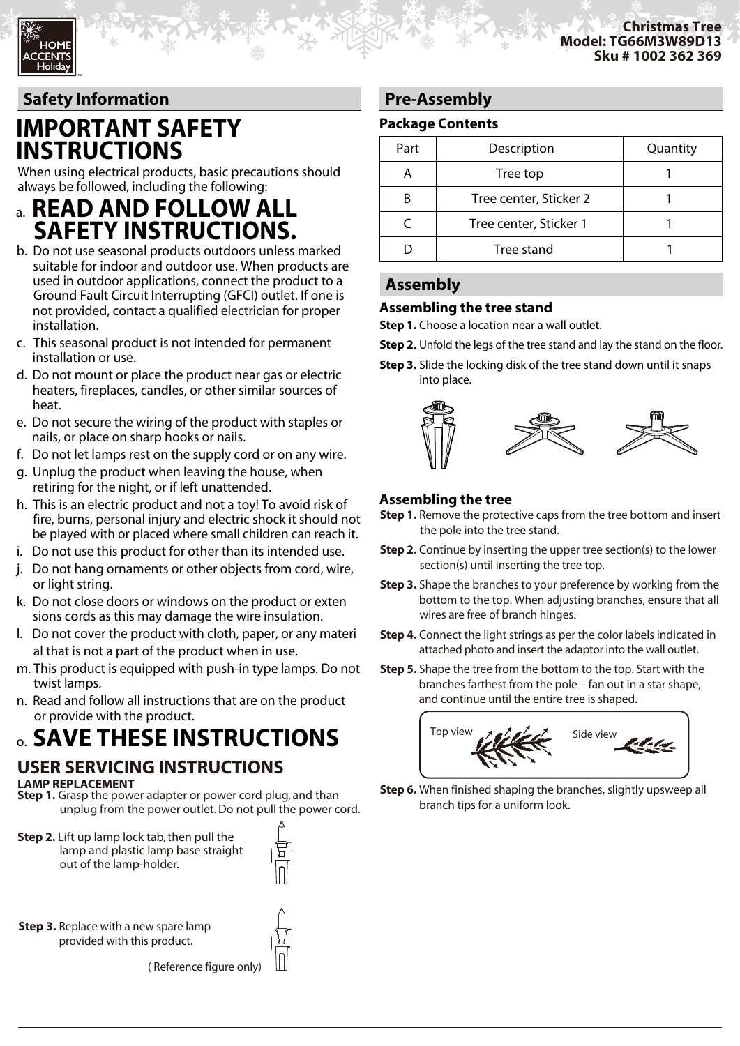Christmas Tree
Model: TG66M3W89D13
Sku # 1002 362 369

## Safety Information

# IMPORTANT SAFETY INSTRUCTIONS

When using electrical products, basic precautions should always be followed, including the following:

a. **READ AND FOLLOW ALL SAFETY INSTRUCTIONS.**

b. Do not use seasonal products outdoors unless marked suitable for indoor and outdoor use. When products are used in outdoor applications, connect the product to a Ground Fault Circuit Interrupting (GFCI) outlet. If one is not provided, contact a qualified electrician for proper installation.

c. This seasonal product is not intended for permanent installation or use.

d. Do not mount or place the product near gas or electric heaters, fireplaces, candles, or other similar sources of heat.

e. Do not secure the wiring of the product with staples or nails, or place on sharp hooks or nails.

f. Do not let lamps rest on the supply cord or on any wire.

g. Unplug the product when leaving the house, when retiring for the night, or if left unattended.

h. This is an electric product and not a toy! To avoid risk of fire, burns, personal injury and electric shock it should not be played with or placed where small children can reach it.

i. Do not use this product for other than its intended use.

j. Do not hang ornaments or other objects from cord, wire, or light string.

k. Do not close doors or windows on the product or exten sions cords as this may damage the wire insulation.

l. Do not cover the product with cloth, paper, or any materi al that is not a part of the product when in use.

m. This product is equipped with push-in type lamps. Do not twist lamps.

n. Read and follow all instructions that are on the product or provide with the product.

o. **SAVE THESE INSTRUCTIONS**

## USER SERVICING INSTRUCTIONS

**LAMP REPLACEMENT**

**Step 1.** Grasp the power adapter or power cord plug, and than unplug from the power outlet. Do not pull the power cord.

**Step 2.** Lift up lamp lock tab, then pull the lamp and plastic lamp base straight out of the lamp-holder.

**Step 3.** Replace with a new spare lamp provided with this product.

( Reference figure only)

## Pre-Assembly

### Package Contents

| Part | Description | Quantity |
|---|---|---|
| A | Tree top | 1 |
| B | Tree center, Sticker 2 | 1 |
| C | Tree center, Sticker 1 | 1 |
| D | Tree stand | 1 |

## Assembly

### Assembling the tree stand

**Step 1.** Choose a location near a wall outlet.

**Step 2.** Unfold the legs of the tree stand and lay the stand on the floor.

**Step 3.** Slide the locking disk of the tree stand down until it snaps into place.

### Assembling the tree

**Step 1.** Remove the protective caps from the tree bottom and insert the pole into the tree stand.

**Step 2.** Continue by inserting the upper tree section(s) to the lower section(s) until inserting the tree top.

**Step 3.** Shape the branches to your preference by working from the bottom to the top. When adjusting branches, ensure that all wires are free of branch hinges.

**Step 4.** Connect the light strings as per the color labels indicated in attached photo and insert the adaptor into the wall outlet.

**Step 5.** Shape the tree from the bottom to the top. Start with the branches farthest from the pole – fan out in a star shape, and continue until the entire tree is shaped.

Top view Side view

**Step 6.** When finished shaping the branches, slightly upsweep all branch tips for a uniform look.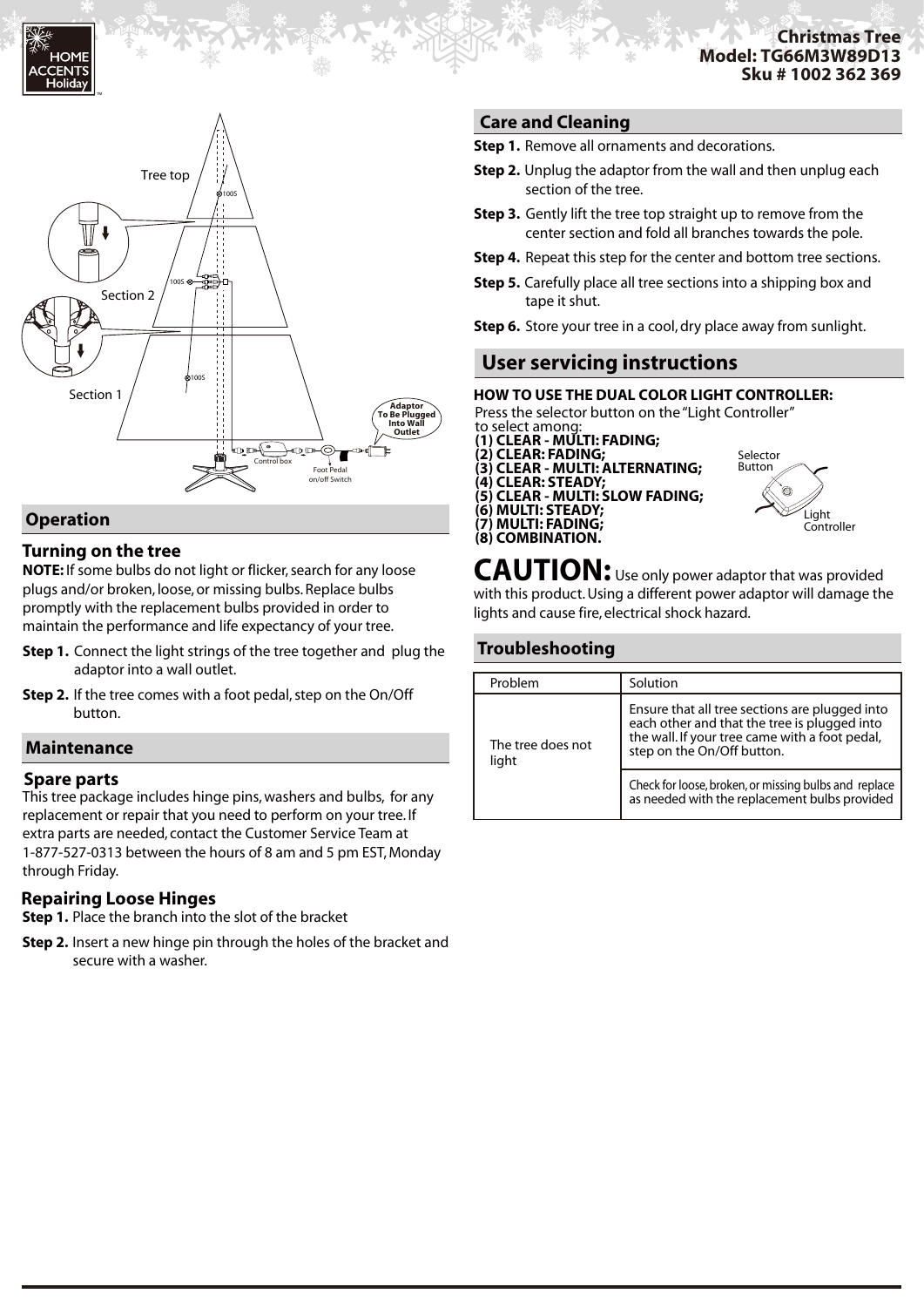**Christmas Tree**
**Model: TG66M3W89D13**
**Sku # 1002 362 369**

Tree top

100S

100S

Section 2

100S

Section 1

Adaptor To Be Plugged Into Wall Outlet

Control box

Foot Pedal on/off Switch

## Operation

### Turning on the tree

**NOTE:** If some bulbs do not light or flicker, search for any loose plugs and/or broken, loose, or missing bulbs. Replace bulbs promptly with the replacement bulbs provided in order to maintain the performance and life expectancy of your tree.

**Step 1.** Connect the light strings of the tree together and plug the adaptor into a wall outlet.

**Step 2.** If the tree comes with a foot pedal, step on the On/Off button.

## Maintenance

### Spare parts

This tree package includes hinge pins, washers and bulbs, for any replacement or repair that you need to perform on your tree. If extra parts are needed, contact the Customer Service Team at 1-877-527-0313 between the hours of 8 am and 5 pm EST, Monday through Friday.

### Repairing Loose Hinges

**Step 1.** Place the branch into the slot of the bracket

**Step 2.** Insert a new hinge pin through the holes of the bracket and secure with a washer.

## Care and Cleaning

**Step 1.** Remove all ornaments and decorations.

**Step 2.** Unplug the adaptor from the wall and then unplug each section of the tree.

**Step 3.** Gently lift the tree top straight up to remove from the center section and fold all branches towards the pole.

**Step 4.** Repeat this step for the center and bottom tree sections.

**Step 5.** Carefully place all tree sections into a shipping box and tape it shut.

**Step 6.** Store your tree in a cool, dry place away from sunlight.

## User servicing instructions

**HOW TO USE THE DUAL COLOR LIGHT CONTROLLER:**

Press the selector button on the "Light Controller" to select among:

**(1) CLEAR - MULTI: FADING;**
**(2) CLEAR: FADING;**
**(3) CLEAR - MULTI: ALTERNATING;**
**(4) CLEAR: STEADY;**
**(5) CLEAR - MULTI: SLOW FADING;**
**(6) MULTI: STEADY;**
**(7) MULTI: FADING;**
**(8) COMBINATION.**

Selector Button

Light Controller

**CAUTION:** Use only power adaptor that was provided with this product. Using a different power adaptor will damage the lights and cause fire, electrical shock hazard.

## Troubleshooting

| Problem | Solution |
|---|---|
| The tree does not light | Ensure that all tree sections are plugged into each other and that the tree is plugged into the wall. If your tree came with a foot pedal, step on the On/Off button. |
| | Check for loose, broken, or missing bulbs and replace as needed with the replacement bulbs provided |